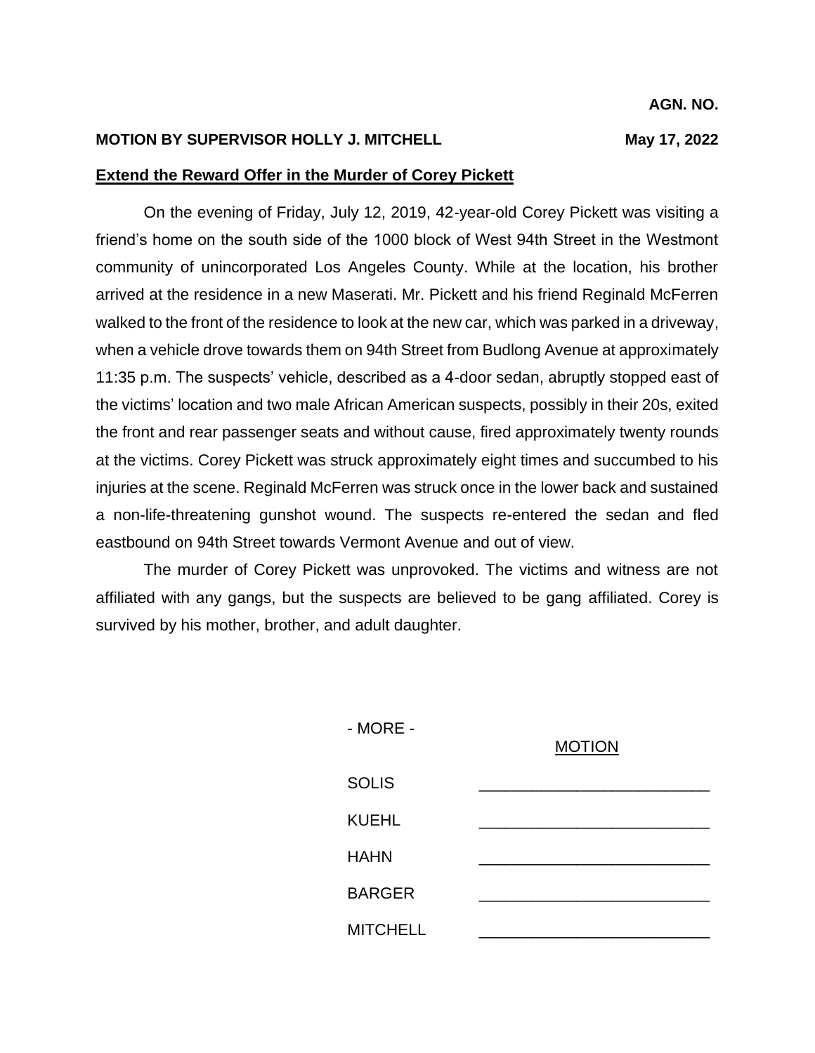**AGN. NO.**

**MOTION BY SUPERVISOR HOLLY J. MITCHELL** **May 17, 2022**

**Extend the Reward Offer in the Murder of Corey Pickett**

On the evening of Friday, July 12, 2019, 42-year-old Corey Pickett was visiting a friend's home on the south side of the 1000 block of West 94th Street in the Westmont community of unincorporated Los Angeles County. While at the location, his brother arrived at the residence in a new Maserati. Mr. Pickett and his friend Reginald McFerren walked to the front of the residence to look at the new car, which was parked in a driveway, when a vehicle drove towards them on 94th Street from Budlong Avenue at approximately 11:35 p.m. The suspects' vehicle, described as a 4-door sedan, abruptly stopped east of the victims' location and two male African American suspects, possibly in their 20s, exited the front and rear passenger seats and without cause, fired approximately twenty rounds at the victims. Corey Pickett was struck approximately eight times and succumbed to his injuries at the scene. Reginald McFerren was struck once in the lower back and sustained a non-life-threatening gunshot wound. The suspects re-entered the sedan and fled eastbound on 94th Street towards Vermont Avenue and out of view.

The murder of Corey Pickett was unprovoked. The victims and witness are not affiliated with any gangs, but the suspects are believed to be gang affiliated. Corey is survived by his mother, brother, and adult daughter.

\- MORE -

| | MOTION |
|---|---|
| SOLIS | ________________ |
| KUEHL | ________________ |
| HAHN | ________________ |
| BARGER | ________________ |
| MITCHELL | ________________ |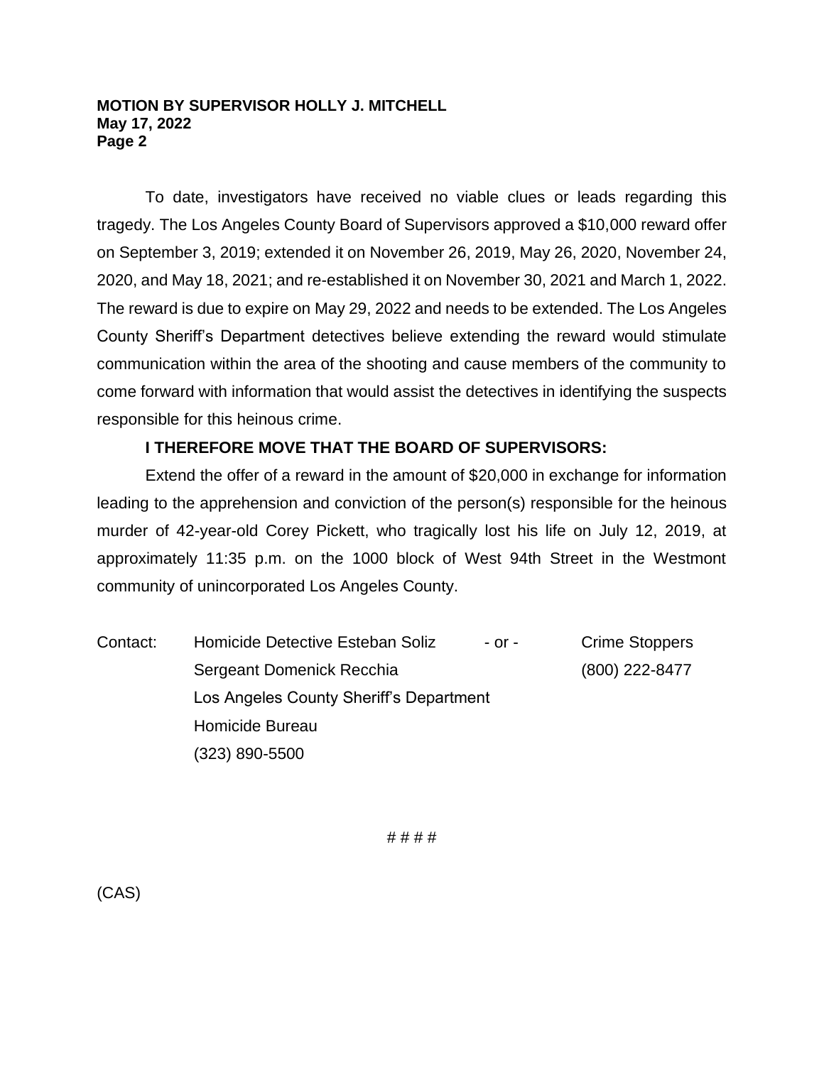To date, investigators have received no viable clues or leads regarding this tragedy. The Los Angeles County Board of Supervisors approved a $10,000 reward offer on September 3, 2019; extended it on November 26, 2019, May 26, 2020, November 24, 2020, and May 18, 2021; and re-established it on November 30, 2021 and March 1, 2022. The reward is due to expire on May 29, 2022 and needs to be extended. The Los Angeles County Sheriff's Department detectives believe extending the reward would stimulate communication within the area of the shooting and cause members of the community to come forward with information that would assist the detectives in identifying the suspects responsible for this heinous crime.

**I THEREFORE MOVE THAT THE BOARD OF SUPERVISORS:**

Extend the offer of a reward in the amount of $20,000 in exchange for information leading to the apprehension and conviction of the person(s) responsible for the heinous murder of 42-year-old Corey Pickett, who tragically lost his life on July 12, 2019, at approximately 11:35 p.m. on the 1000 block of West 94th Street in the Westmont community of unincorporated Los Angeles County.

| | | | |
|---|---|---|---|
| Contact: | Homicide Detective Esteban Soliz | - or - | Crime Stoppers |
| | Sergeant Domenick Recchia | | (800) 222-8477 |
| | Los Angeles County Sheriff's Department | | |
| | Homicide Bureau | | |
| | (323) 890-5500 | | |

# # # #

(CAS)